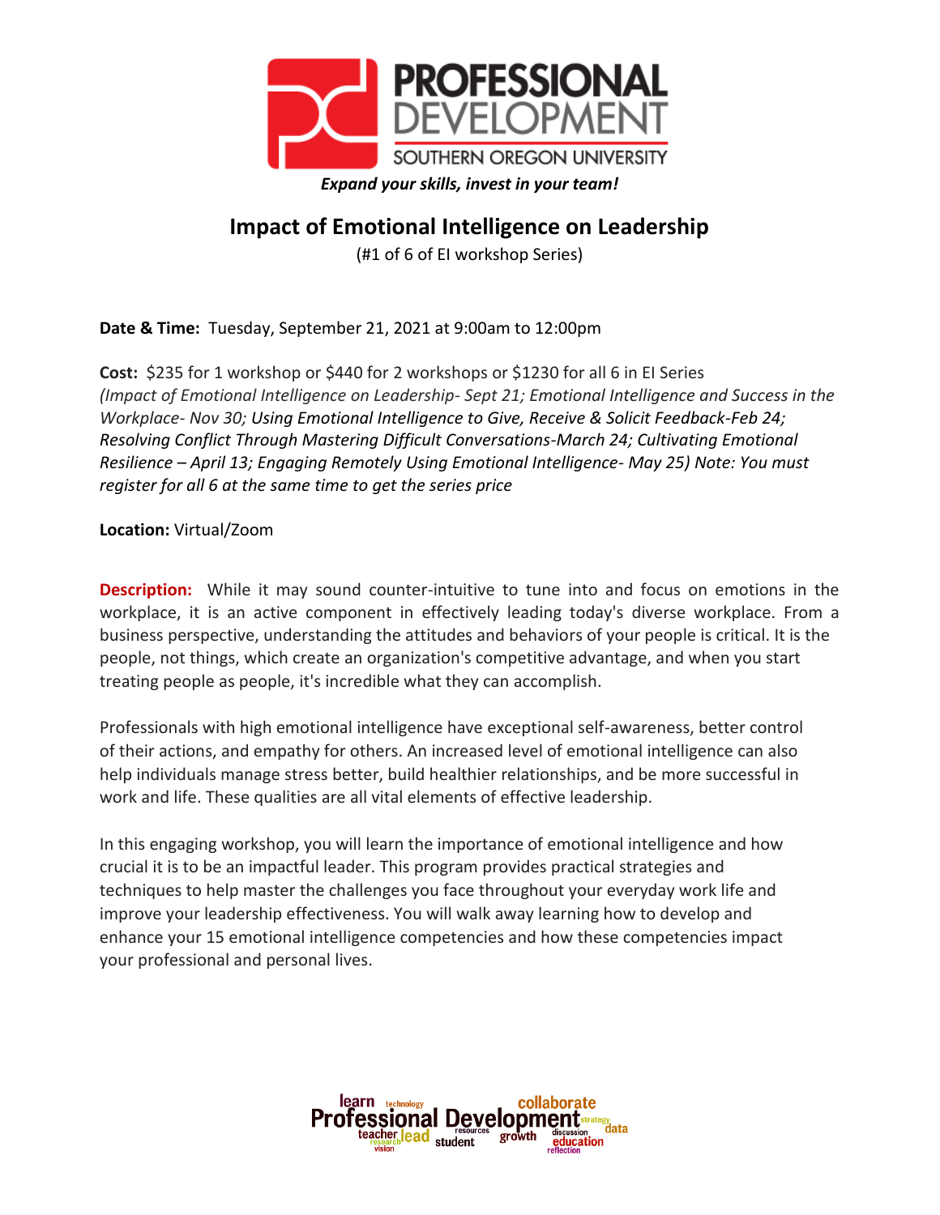PROFESSIONAL DEVELOPMENT
SOUTHERN OREGON UNIVERSITY

***Expand your skills, invest in your team!***

# Impact of Emotional Intelligence on Leadership

(#1 of 6 of EI workshop Series)

**Date & Time:** Tuesday, September 21, 2021 at 9:00am to 12:00pm

**Cost:** $235 for 1 workshop or $440 for 2 workshops or $1230 for all 6 in EI Series
*(Impact of Emotional Intelligence on Leadership- Sept 21; Emotional Intelligence and Success in the Workplace- Nov 30; Using Emotional Intelligence to Give, Receive & Solicit Feedback-Feb 24; Resolving Conflict Through Mastering Difficult Conversations-March 24; Cultivating Emotional Resilience – April 13; Engaging Remotely Using Emotional Intelligence- May 25) Note: You must register for all 6 at the same time to get the series price*

**Location:** Virtual/Zoom

**Description:** While it may sound counter-intuitive to tune into and focus on emotions in the workplace, it is an active component in effectively leading today's diverse workplace. From a business perspective, understanding the attitudes and behaviors of your people is critical. It is the people, not things, which create an organization's competitive advantage, and when you start treating people as people, it's incredible what they can accomplish.

Professionals with high emotional intelligence have exceptional self-awareness, better control of their actions, and empathy for others. An increased level of emotional intelligence can also help individuals manage stress better, build healthier relationships, and be more successful in work and life. These qualities are all vital elements of effective leadership.

In this engaging workshop, you will learn the importance of emotional intelligence and how crucial it is to be an impactful leader. This program provides practical strategies and techniques to help master the challenges you face throughout your everyday work life and improve your leadership effectiveness. You will walk away learning how to develop and enhance your 15 emotional intelligence competencies and how these competencies impact your professional and personal lives.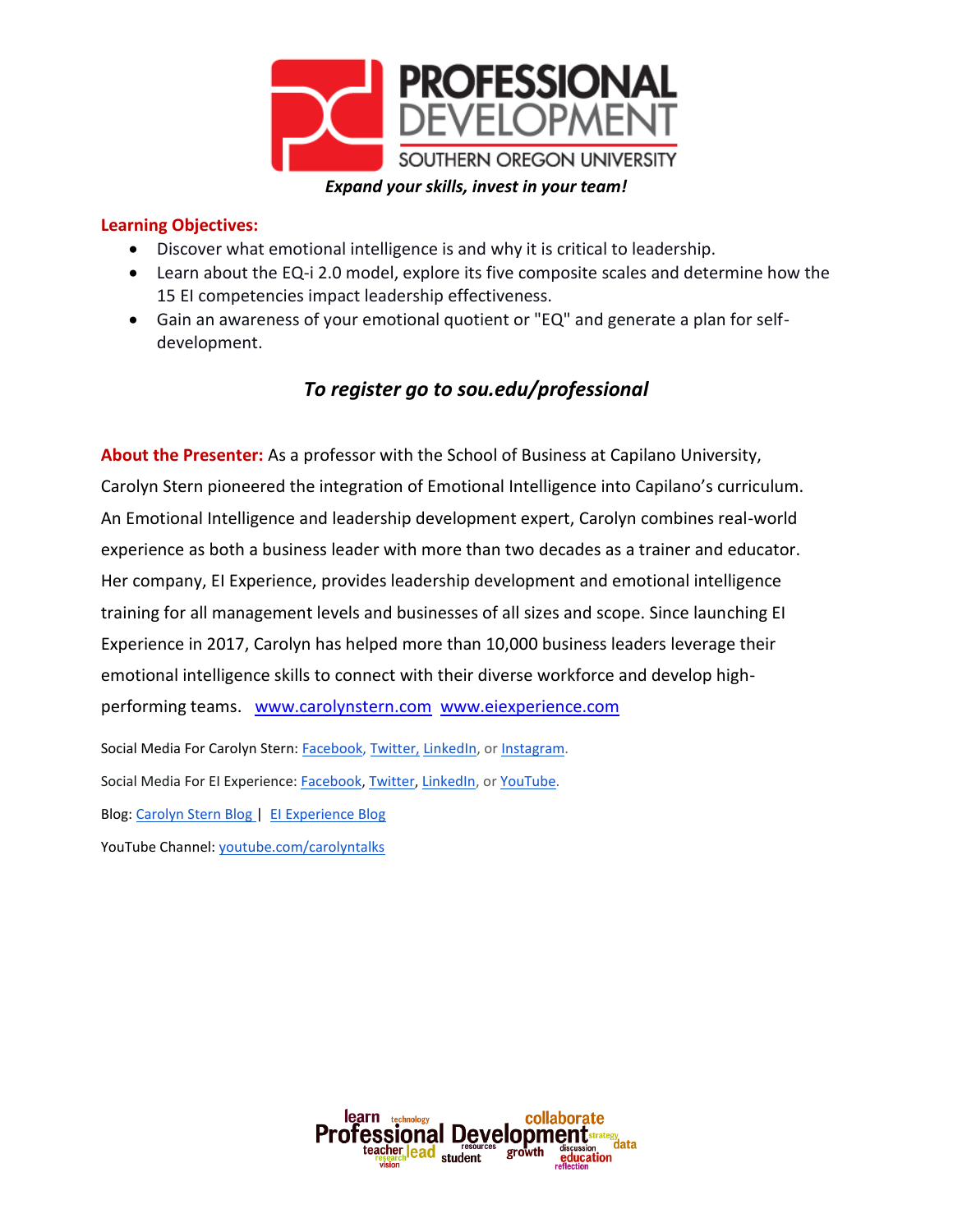**PROFESSIONAL DEVELOPMENT**
SOUTHERN OREGON UNIVERSITY

***Expand your skills, invest in your team!***

**Learning Objectives:**

- Discover what emotional intelligence is and why it is critical to leadership.
- Learn about the EQ-i 2.0 model, explore its five composite scales and determine how the 15 EI competencies impact leadership effectiveness.
- Gain an awareness of your emotional quotient or "EQ" and generate a plan for self-development.

## *To register go to sou.edu/professional*

**About the Presenter:** As a professor with the School of Business at Capilano University, Carolyn Stern pioneered the integration of Emotional Intelligence into Capilano's curriculum. An Emotional Intelligence and leadership development expert, Carolyn combines real-world experience as both a business leader with more than two decades as a trainer and educator. Her company, EI Experience, provides leadership development and emotional intelligence training for all management levels and businesses of all sizes and scope. Since launching EI Experience in 2017, Carolyn has helped more than 10,000 business leaders leverage their emotional intelligence skills to connect with their diverse workforce and develop high-performing teams. www.carolynstern.com www.eiexperience.com

Social Media For Carolyn Stern: Facebook, Twitter, LinkedIn, or Instagram.

Social Media For EI Experience: Facebook, Twitter, LinkedIn, or YouTube.

Blog: Carolyn Stern Blog | EI Experience Blog

YouTube Channel: youtube.com/carolyntalks

learn technology collaborate Professional Development strategy data teacher research lead resources student growth discussion education vision reflection